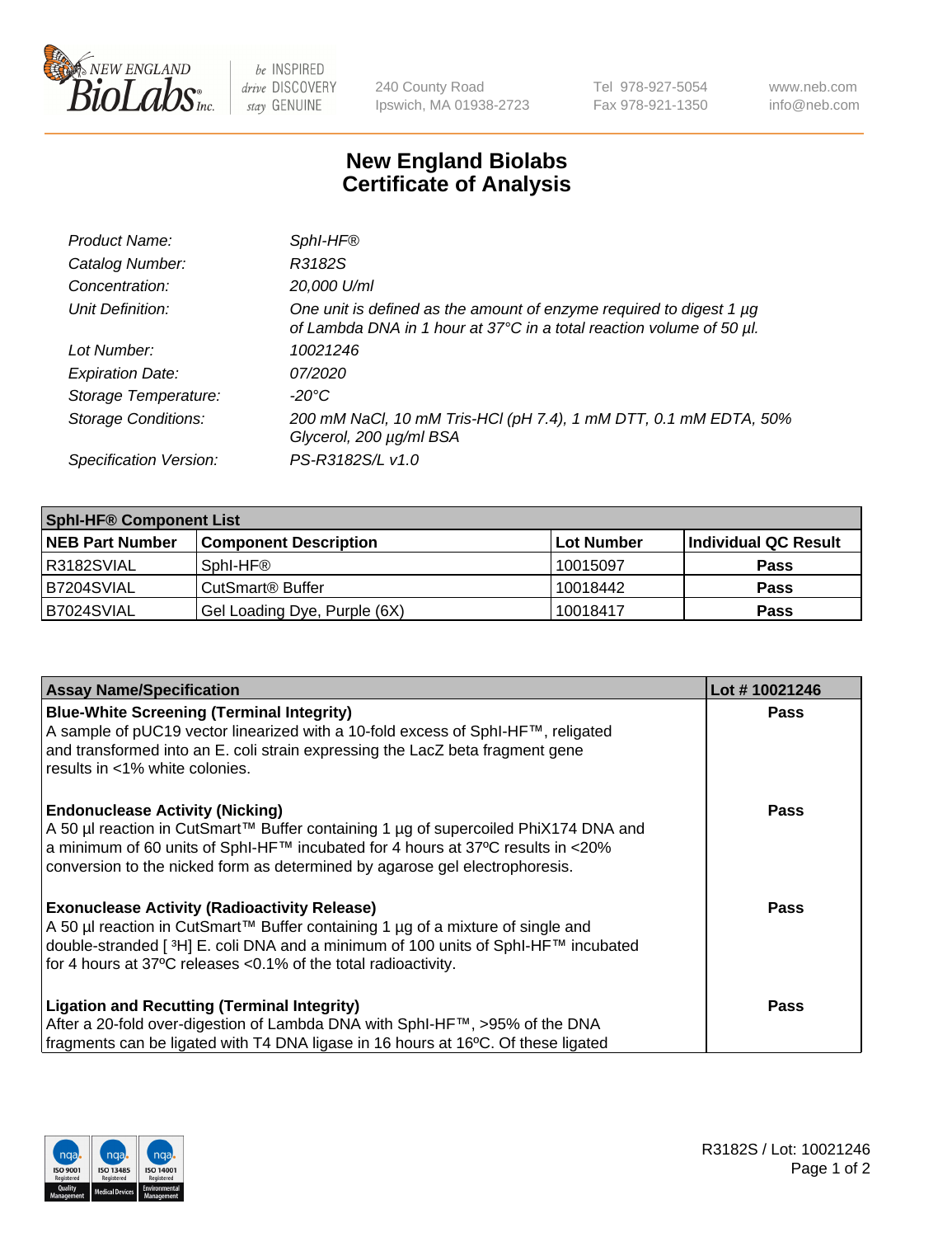# New England Biolabs Certificate of Analysis

| | |
|---|---|
| *Product Name:* | *SphI-HF®* |
| *Catalog Number:* | *R3182S* |
| *Concentration:* | *20,000 U/ml* |
| *Unit Definition:* | *One unit is defined as the amount of enzyme required to digest 1 µg of Lambda DNA in 1 hour at 37°C in a total reaction volume of 50 µl.* |
| *Lot Number:* | *10021246* |
| *Expiration Date:* | *07/2020* |
| *Storage Temperature:* | *-20°C* |
| *Storage Conditions:* | *200 mM NaCl, 10 mM Tris-HCl (pH 7.4), 1 mM DTT, 0.1 mM EDTA, 50% Glycerol, 200 µg/ml BSA* |
| *Specification Version:* | *PS-R3182S/L v1.0* |

**SphI-HF® Component List**

| NEB Part Number | Component Description | Lot Number | Individual QC Result |
|---|---|---|---|
| R3182SVIAL | SphI-HF® | 10015097 | Pass |
| B7204SVIAL | CutSmart® Buffer | 10018442 | Pass |
| B7024SVIAL | Gel Loading Dye, Purple (6X) | 10018417 | Pass |

| Assay Name/Specification | Lot # 10021246 |
|---|---|
| **Blue-White Screening (Terminal Integrity)**<br>A sample of pUC19 vector linearized with a 10-fold excess of SphI-HF™, religated and transformed into an E. coli strain expressing the LacZ beta fragment gene results in <1% white colonies. | Pass |
| **Endonuclease Activity (Nicking)**<br>A 50 µl reaction in CutSmart™ Buffer containing 1 µg of supercoiled PhiX174 DNA and a minimum of 60 units of SphI-HF™ incubated for 4 hours at 37ºC results in <20% conversion to the nicked form as determined by agarose gel electrophoresis. | Pass |
| **Exonuclease Activity (Radioactivity Release)**<br>A 50 µl reaction in CutSmart™ Buffer containing 1 µg of a mixture of single and double-stranded [ $^{3}$H] E. coli DNA and a minimum of 100 units of SphI-HF™ incubated for 4 hours at 37ºC releases <0.1% of the total radioactivity. | Pass |
| **Ligation and Recutting (Terminal Integrity)**<br>After a 20-fold over-digestion of Lambda DNA with SphI-HF™, >95% of the DNA fragments can be ligated with T4 DNA ligase in 16 hours at 16ºC. Of these ligated | Pass |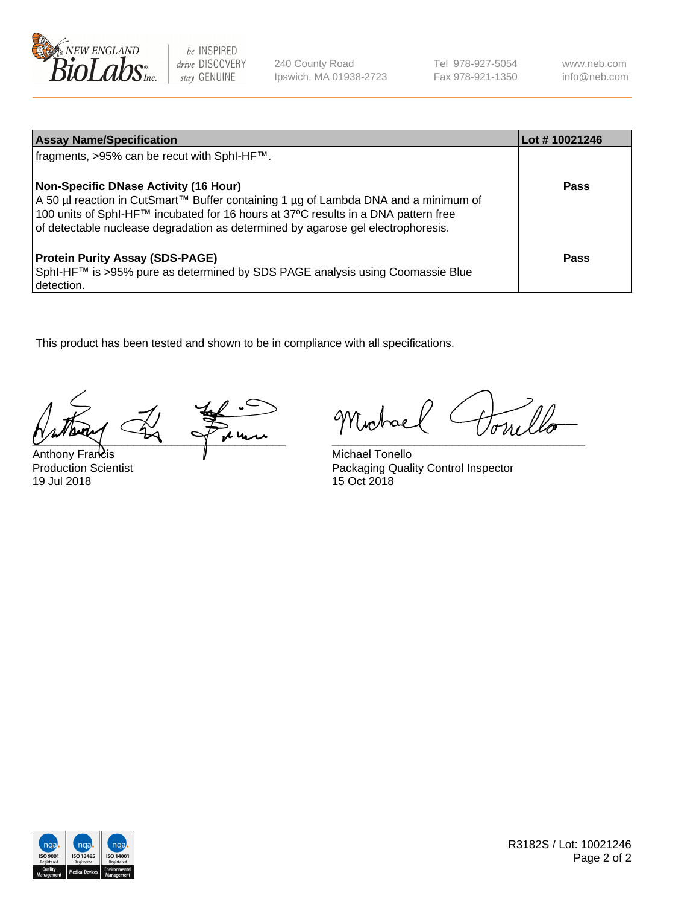| Assay Name/Specification | Lot # 10021246 |
|---|---|
| fragments, >95% can be recut with SphI-HF™. | |
| **Non-Specific DNase Activity (16 Hour)**<br>A 50 µl reaction in CutSmart™ Buffer containing 1 µg of Lambda DNA and a minimum of 100 units of SphI-HF™ incubated for 16 hours at 37ºC results in a DNA pattern free of detectable nuclease degradation as determined by agarose gel electrophoresis. | **Pass** |
| **Protein Purity Assay (SDS-PAGE)**<br>SphI-HF™ is >95% pure as determined by SDS PAGE analysis using Coomassie Blue detection. | **Pass** |

This product has been tested and shown to be in compliance with all specifications.

Anthony Francis
Production Scientist
19 Jul 2018

Michael Tonello
Packaging Quality Control Inspector
15 Oct 2018

R3182S / Lot: 10021246